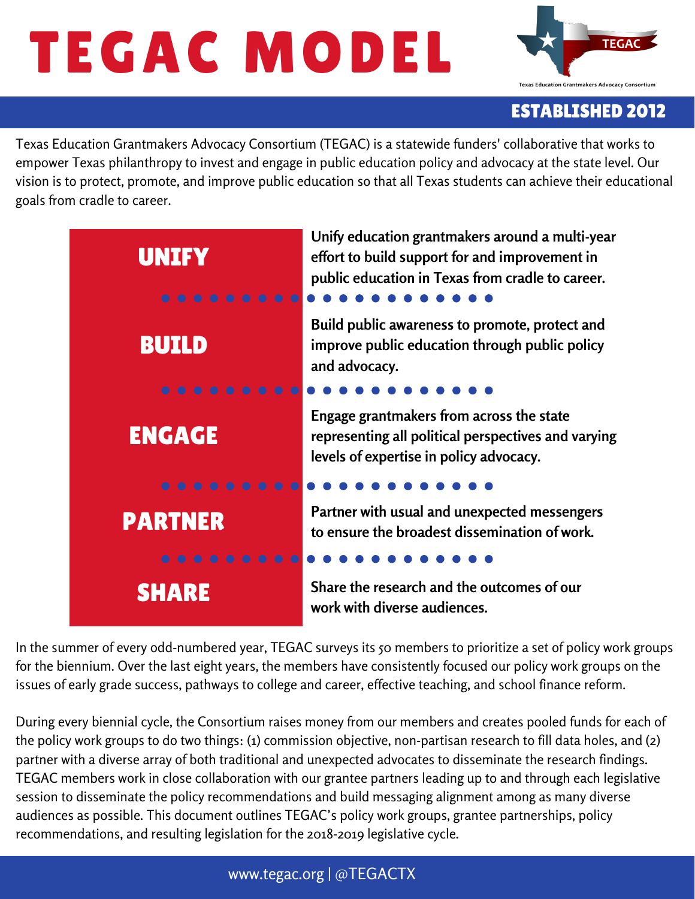# TEGAC MODEL

TEGAC

Texas Education Grantmakers Advocacy Consortium

**ESTABLISHED 2012**

Texas Education Grantmakers Advocacy Consortium (TEGAC) is a statewide funders' collaborative that works to empower Texas philanthropy to invest and engage in public education policy and advocacy at the state level. Our vision is to protect, promote, and improve public education so that all Texas students can achieve their educational goals from cradle to career.

| | |
|---|---|
| **UNIFY** | **Unify education grantmakers around a multi-year effort to build support for and improvement in public education in Texas from cradle to career.** |
| **BUILD** | **Build public awareness to promote, protect and improve public education through public policy and advocacy.** |
| **ENGAGE** | **Engage grantmakers from across the state representing all political perspectives and varying levels of expertise in policy advocacy.** |
| **PARTNER** | **Partner with usual and unexpected messengers to ensure the broadest dissemination of work.** |
| **SHARE** | **Share the research and the outcomes of our work with diverse audiences.** |

In the summer of every odd-numbered year, TEGAC surveys its 50 members to prioritize a set of policy work groups for the biennium. Over the last eight years, the members have consistently focused our policy work groups on the issues of early grade success, pathways to college and career, effective teaching, and school finance reform.

During every biennial cycle, the Consortium raises money from our members and creates pooled funds for each of the policy work groups to do two things: (1) commission objective, non-partisan research to fill data holes, and (2) partner with a diverse array of both traditional and unexpected advocates to disseminate the research findings. TEGAC members work in close collaboration with our grantee partners leading up to and through each legislative session to disseminate the policy recommendations and build messaging alignment among as many diverse audiences as possible. This document outlines TEGAC's policy work groups, grantee partnerships, policy recommendations, and resulting legislation for the 2018-2019 legislative cycle.

www.tegac.org | @TEGACTX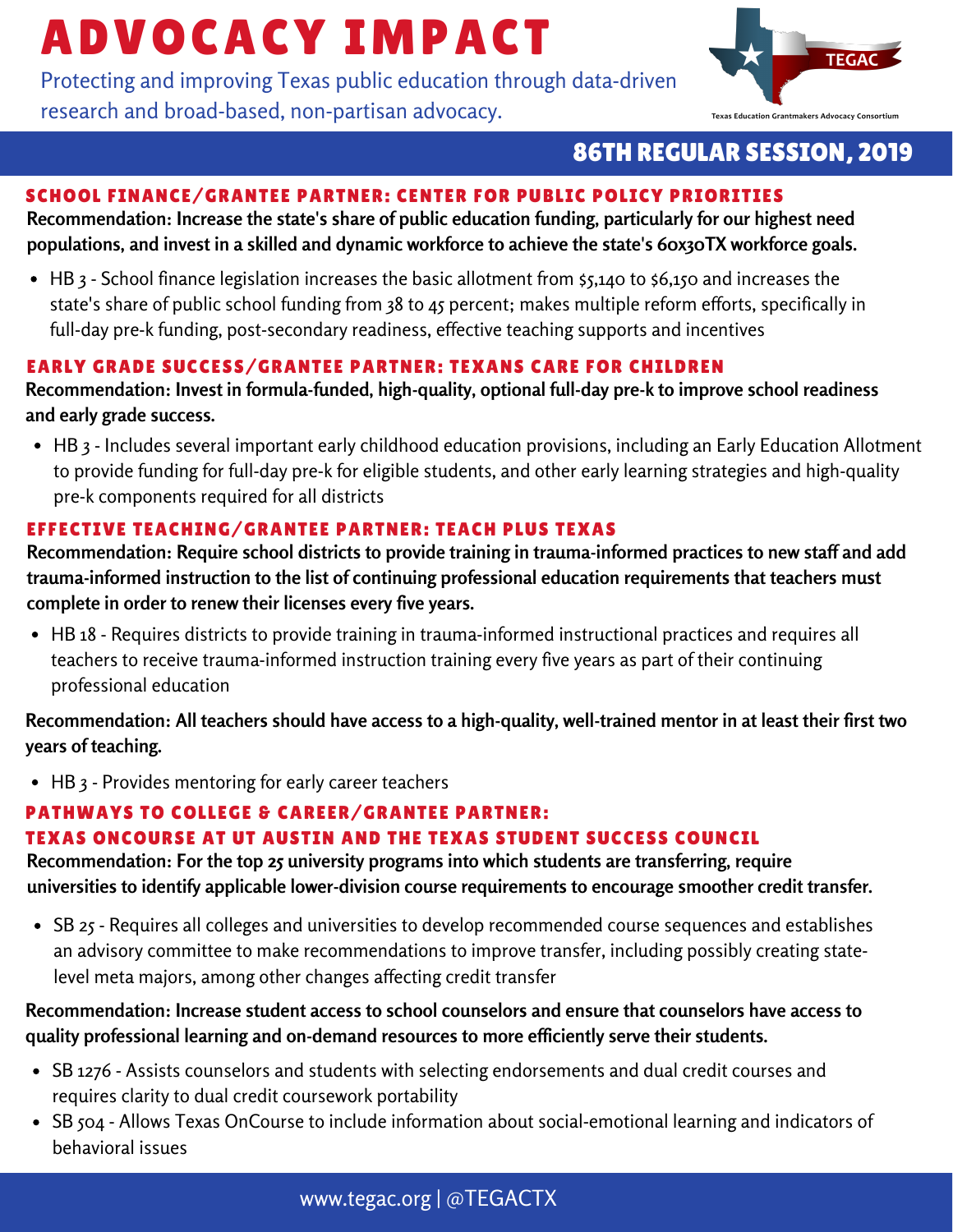# ADVOCACY IMPACT

Protecting and improving Texas public education through data-driven research and broad-based, non-partisan advocacy.

TEGAC

Texas Education Grantmakers Advocacy Consortium

## 86TH REGULAR SESSION, 2019

### SCHOOL FINANCE/GRANTEE PARTNER: CENTER FOR PUBLIC POLICY PRIORITIES

**Recommendation: Increase the state's share of public education funding, particularly for our highest need populations, and invest in a skilled and dynamic workforce to achieve the state's 60x30TX workforce goals.**

- HB 3 - School finance legislation increases the basic allotment from $5,140 to $6,150 and increases the state's share of public school funding from 38 to 45 percent; makes multiple reform efforts, specifically in full-day pre-k funding, post-secondary readiness, effective teaching supports and incentives

### EARLY GRADE SUCCESS/GRANTEE PARTNER: TEXANS CARE FOR CHILDREN

**Recommendation: Invest in formula-funded, high-quality, optional full-day pre-k to improve school readiness and early grade success.**

- HB 3 - Includes several important early childhood education provisions, including an Early Education Allotment to provide funding for full-day pre-k for eligible students, and other early learning strategies and high-quality pre-k components required for all districts

### EFFECTIVE TEACHING/GRANTEE PARTNER: TEACH PLUS TEXAS

**Recommendation: Require school districts to provide training in trauma-informed practices to new staff and add trauma-informed instruction to the list of continuing professional education requirements that teachers must complete in order to renew their licenses every five years.**

- HB 18 - Requires districts to provide training in trauma-informed instructional practices and requires all teachers to receive trauma-informed instruction training every five years as part of their continuing professional education

**Recommendation: All teachers should have access to a high-quality, well-trained mentor in at least their first two years of teaching.**

- HB 3 - Provides mentoring for early career teachers

### PATHWAYS TO COLLEGE & CAREER/GRANTEE PARTNER: TEXAS ONCOURSE AT UT AUSTIN AND THE TEXAS STUDENT SUCCESS COUNCIL

**Recommendation: For the top 25 university programs into which students are transferring, require universities to identify applicable lower-division course requirements to encourage smoother credit transfer.**

- SB 25 - Requires all colleges and universities to develop recommended course sequences and establishes an advisory committee to make recommendations to improve transfer, including possibly creating state-level meta majors, among other changes affecting credit transfer

**Recommendation: Increase student access to school counselors and ensure that counselors have access to quality professional learning and on-demand resources to more efficiently serve their students.**

- SB 1276 - Assists counselors and students with selecting endorsements and dual credit courses and requires clarity to dual credit coursework portability
- SB 504 - Allows Texas OnCourse to include information about social-emotional learning and indicators of behavioral issues

www.tegac.org | @TEGACTX